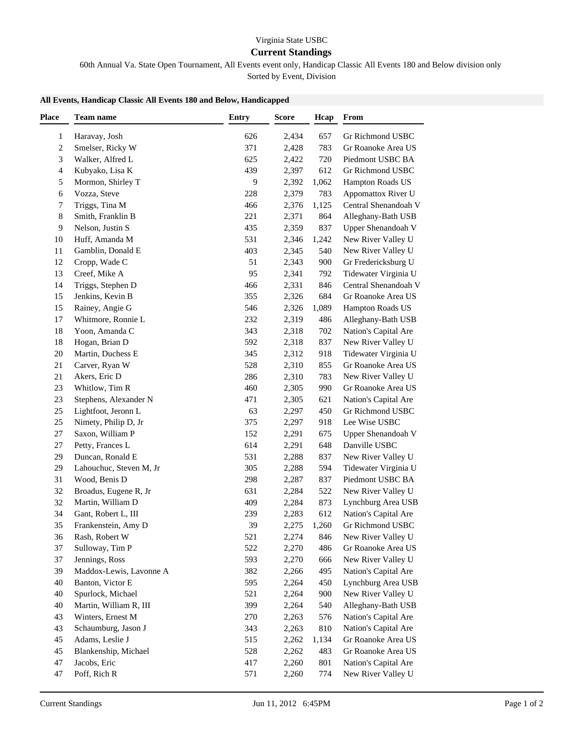Virginia State USBC

## Current Standings

60th Annual Va. State Open Tournament, All Events event only, Handicap Classic All Events 180 and Below division only

Sorted by Event, Division

### All Events, Handicap Classic All Events 180 and Below, Handicapped

| Place | Team name | Entry | Score | Hcap | From |
|---|---|---|---|---|---|
| 1 | Haravay, Josh | 626 | 2,434 | 657 | Gr Richmond USBC |
| 2 | Smelser, Ricky W | 371 | 2,428 | 783 | Gr Roanoke Area US |
| 3 | Walker, Alfred L | 625 | 2,422 | 720 | Piedmont USBC BA |
| 4 | Kubyako, Lisa K | 439 | 2,397 | 612 | Gr Richmond USBC |
| 5 | Mormon, Shirley T | 9 | 2,392 | 1,062 | Hampton Roads US |
| 6 | Vozza, Steve | 228 | 2,379 | 783 | Appomattox River U |
| 7 | Triggs, Tina M | 466 | 2,376 | 1,125 | Central Shenandoah V |
| 8 | Smith, Franklin B | 221 | 2,371 | 864 | Alleghany-Bath USB |
| 9 | Nelson, Justin S | 435 | 2,359 | 837 | Upper Shenandoah V |
| 10 | Huff, Amanda M | 531 | 2,346 | 1,242 | New River Valley U |
| 11 | Gamblin, Donald E | 403 | 2,345 | 540 | New River Valley U |
| 12 | Cropp, Wade C | 51 | 2,343 | 900 | Gr Fredericksburg U |
| 13 | Creef, Mike A | 95 | 2,341 | 792 | Tidewater Virginia U |
| 14 | Triggs, Stephen D | 466 | 2,331 | 846 | Central Shenandoah V |
| 15 | Jenkins, Kevin B | 355 | 2,326 | 684 | Gr Roanoke Area US |
| 15 | Rainey, Angie G | 546 | 2,326 | 1,089 | Hampton Roads US |
| 17 | Whitmore, Ronnie L | 232 | 2,319 | 486 | Alleghany-Bath USB |
| 18 | Yoon, Amanda C | 343 | 2,318 | 702 | Nation's Capital Are |
| 18 | Hogan, Brian D | 592 | 2,318 | 837 | New River Valley U |
| 20 | Martin, Duchess E | 345 | 2,312 | 918 | Tidewater Virginia U |
| 21 | Carver, Ryan W | 528 | 2,310 | 855 | Gr Roanoke Area US |
| 21 | Akers, Eric D | 286 | 2,310 | 783 | New River Valley U |
| 23 | Whitlow, Tim R | 460 | 2,305 | 990 | Gr Roanoke Area US |
| 23 | Stephens, Alexander N | 471 | 2,305 | 621 | Nation's Capital Are |
| 25 | Lightfoot, Jeronn L | 63 | 2,297 | 450 | Gr Richmond USBC |
| 25 | Nimety, Philip D, Jr | 375 | 2,297 | 918 | Lee Wise USBC |
| 27 | Saxon, William P | 152 | 2,291 | 675 | Upper Shenandoah V |
| 27 | Petty, Frances L | 614 | 2,291 | 648 | Danville USBC |
| 29 | Duncan, Ronald E | 531 | 2,288 | 837 | New River Valley U |
| 29 | Lahouchuc, Steven M, Jr | 305 | 2,288 | 594 | Tidewater Virginia U |
| 31 | Wood, Benis D | 298 | 2,287 | 837 | Piedmont USBC BA |
| 32 | Broadus, Eugene R, Jr | 631 | 2,284 | 522 | New River Valley U |
| 32 | Martin, William D | 409 | 2,284 | 873 | Lynchburg Area USB |
| 34 | Gant, Robert L, III | 239 | 2,283 | 612 | Nation's Capital Are |
| 35 | Frankenstein, Amy D | 39 | 2,275 | 1,260 | Gr Richmond USBC |
| 36 | Rash, Robert W | 521 | 2,274 | 846 | New River Valley U |
| 37 | Sulloway, Tim P | 522 | 2,270 | 486 | Gr Roanoke Area US |
| 37 | Jennings, Ross | 593 | 2,270 | 666 | New River Valley U |
| 39 | Maddox-Lewis, Lavonne A | 382 | 2,266 | 495 | Nation's Capital Are |
| 40 | Banton, Victor E | 595 | 2,264 | 450 | Lynchburg Area USB |
| 40 | Spurlock, Michael | 521 | 2,264 | 900 | New River Valley U |
| 40 | Martin, William R, III | 399 | 2,264 | 540 | Alleghany-Bath USB |
| 43 | Winters, Ernest M | 270 | 2,263 | 576 | Nation's Capital Are |
| 43 | Schaumburg, Jason J | 343 | 2,263 | 810 | Nation's Capital Are |
| 45 | Adams, Leslie J | 515 | 2,262 | 1,134 | Gr Roanoke Area US |
| 45 | Blankenship, Michael | 528 | 2,262 | 483 | Gr Roanoke Area US |
| 47 | Jacobs, Eric | 417 | 2,260 | 801 | Nation's Capital Are |
| 47 | Poff, Rich R | 571 | 2,260 | 774 | New River Valley U |

Current Standings Jun 11, 2012 6:45PM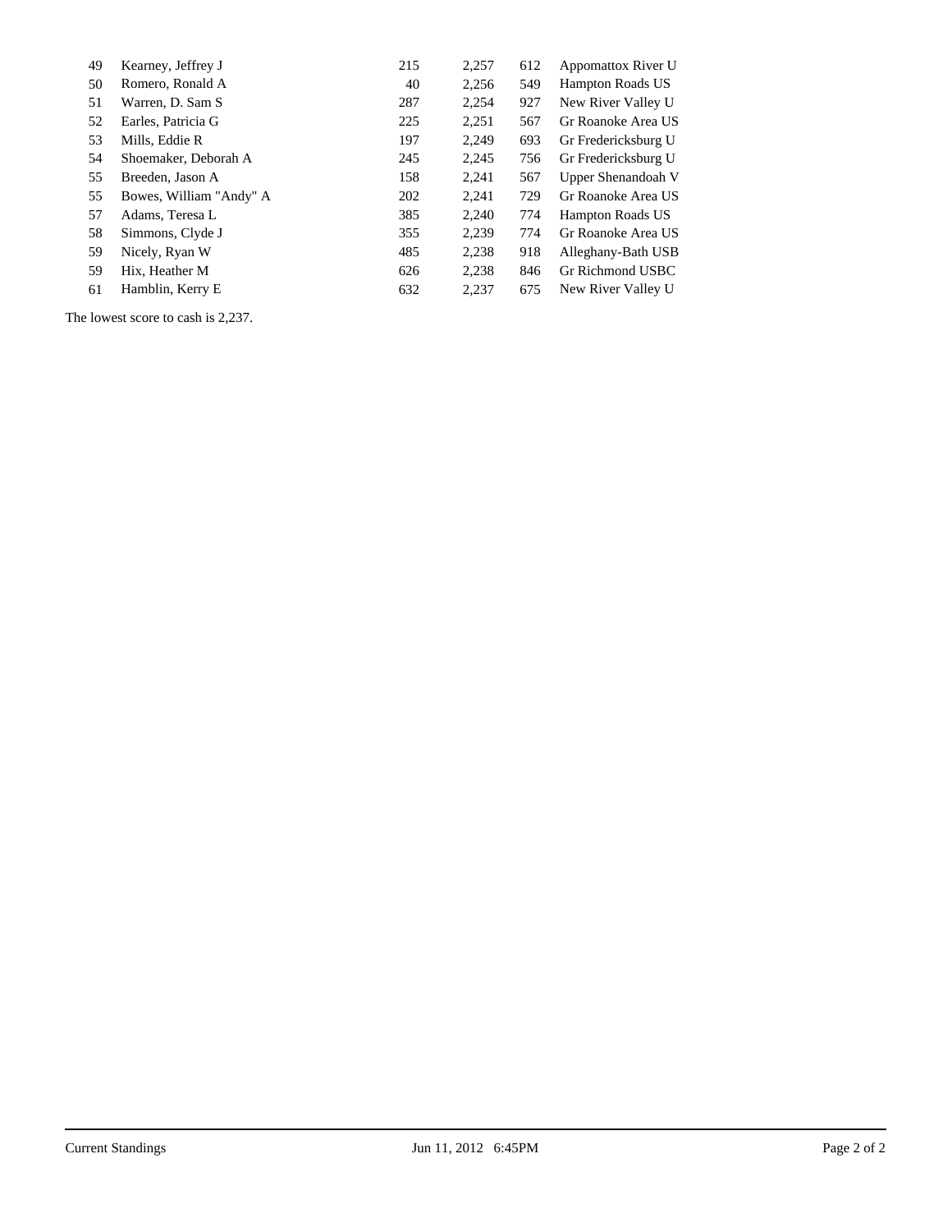| | | | | | |
|---|---|---|---|---|---|
| 49 | Kearney, Jeffrey J | 215 | 2,257 | 612 | Appomattox River U |
| 50 | Romero, Ronald A | 40 | 2,256 | 549 | Hampton Roads US |
| 51 | Warren, D. Sam S | 287 | 2,254 | 927 | New River Valley U |
| 52 | Earles, Patricia G | 225 | 2,251 | 567 | Gr Roanoke Area US |
| 53 | Mills, Eddie R | 197 | 2,249 | 693 | Gr Fredericksburg U |
| 54 | Shoemaker, Deborah A | 245 | 2,245 | 756 | Gr Fredericksburg U |
| 55 | Breeden, Jason A | 158 | 2,241 | 567 | Upper Shenandoah V |
| 55 | Bowes, William "Andy" A | 202 | 2,241 | 729 | Gr Roanoke Area US |
| 57 | Adams, Teresa L | 385 | 2,240 | 774 | Hampton Roads US |
| 58 | Simmons, Clyde J | 355 | 2,239 | 774 | Gr Roanoke Area US |
| 59 | Nicely, Ryan W | 485 | 2,238 | 918 | Alleghany-Bath USB |
| 59 | Hix, Heather M | 626 | 2,238 | 846 | Gr Richmond USBC |
| 61 | Hamblin, Kerry E | 632 | 2,237 | 675 | New River Valley U |

The lowest score to cash is 2,237.